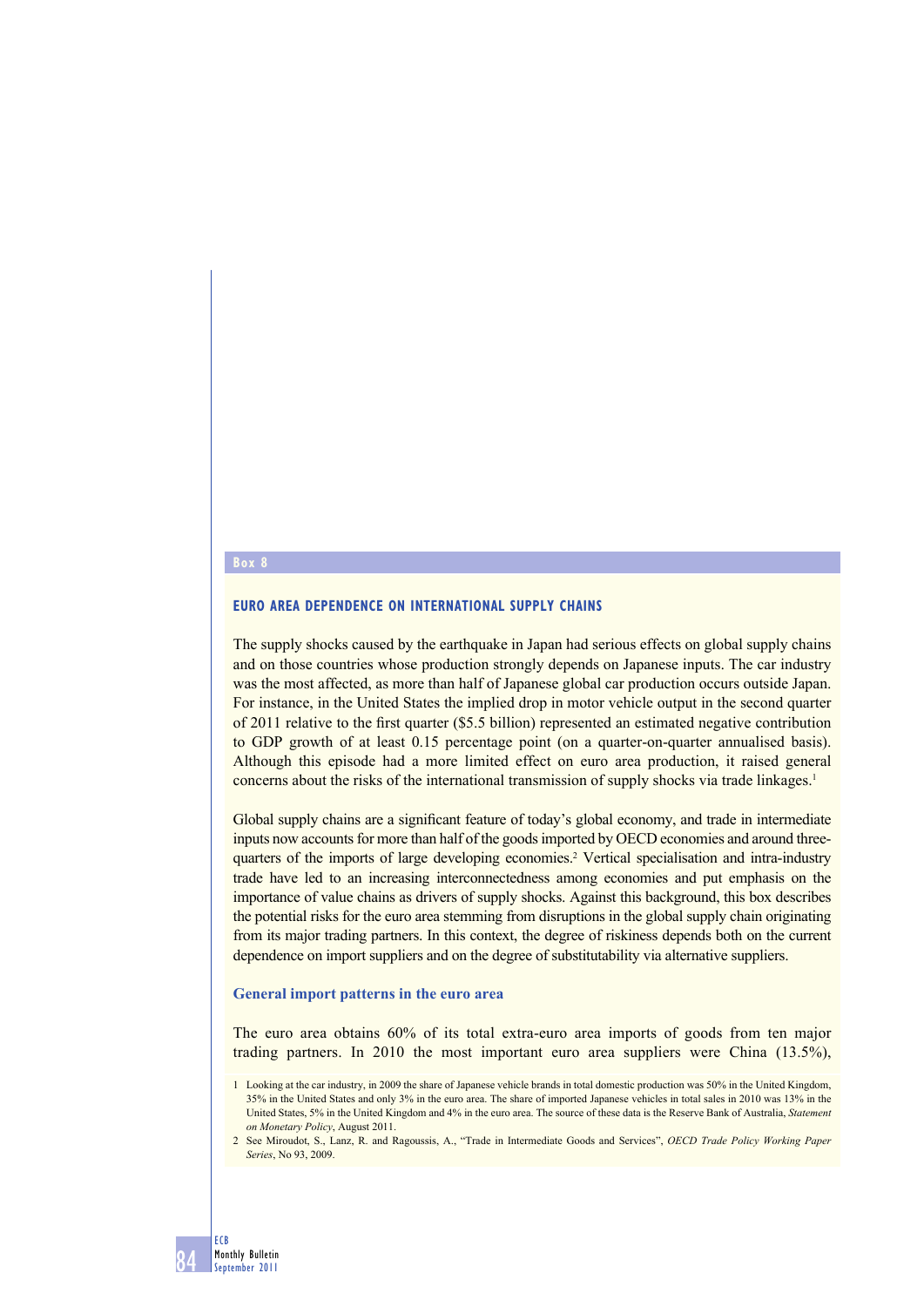## Box 8

### EURO AREA DEPENDENCE ON INTERNATIONAL SUPPLY CHAINS

The supply shocks caused by the earthquake in Japan had serious effects on global supply chains and on those countries whose production strongly depends on Japanese inputs. The car industry was the most affected, as more than half of Japanese global car production occurs outside Japan. For instance, in the United States the implied drop in motor vehicle output in the second quarter of 2011 relative to the first quarter ($5.5 billion) represented an estimated negative contribution to GDP growth of at least 0.15 percentage point (on a quarter-on-quarter annualised basis). Although this episode had a more limited effect on euro area production, it raised general concerns about the risks of the international transmission of supply shocks via trade linkages.[1]

Global supply chains are a significant feature of today's global economy, and trade in intermediate inputs now accounts for more than half of the goods imported by OECD economies and around three-quarters of the imports of large developing economies.[2] Vertical specialisation and intra-industry trade have led to an increasing interconnectedness among economies and put emphasis on the importance of value chains as drivers of supply shocks. Against this background, this box describes the potential risks for the euro area stemming from disruptions in the global supply chain originating from its major trading partners. In this context, the degree of riskiness depends both on the current dependence on import suppliers and on the degree of substitutability via alternative suppliers.

#### General import patterns in the euro area

The euro area obtains 60% of its total extra-euro area imports of goods from ten major trading partners. In 2010 the most important euro area suppliers were China (13.5%),

1 Looking at the car industry, in 2009 the share of Japanese vehicle brands in total domestic production was 50% in the United Kingdom, 35% in the United States and only 3% in the euro area. The share of imported Japanese vehicles in total sales in 2010 was 13% in the United States, 5% in the United Kingdom and 4% in the euro area. The source of these data is the Reserve Bank of Australia, *Statement on Monetary Policy*, August 2011.

2 See Miroudot, S., Lanz, R. and Ragoussis, A., "Trade in Intermediate Goods and Services", *OECD Trade Policy Working Paper Series*, No 93, 2009.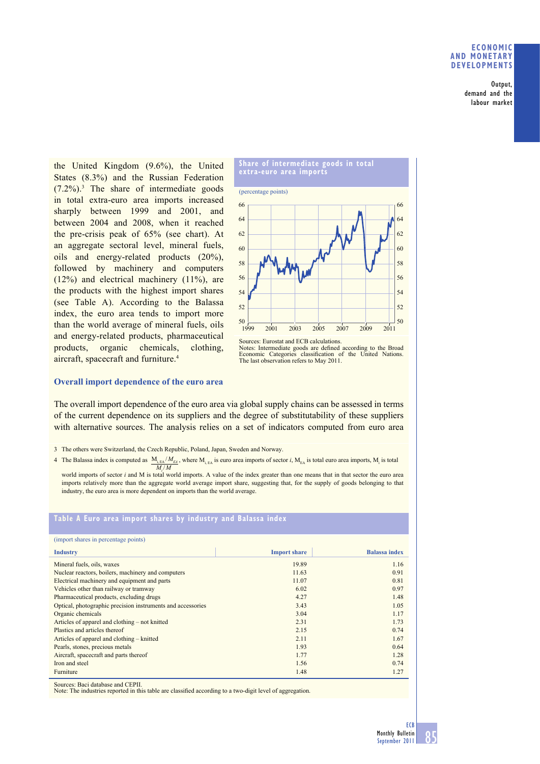the United Kingdom (9.6%), the United States (8.3%) and the Russian Federation (7.2%).[3] The share of intermediate goods in total extra-euro area imports increased sharply between 1999 and 2001, and between 2004 and 2008, when it reached the pre-crisis peak of 65% (see chart). At an aggregate sectoral level, mineral fuels, oils and energy-related products (20%), followed by machinery and computers (12%) and electrical machinery (11%), are the products with the highest import shares (see Table A). According to the Balassa index, the euro area tends to import more than the world average of mineral fuels, oils and energy-related products, pharmaceutical products, organic chemicals, clothing, aircraft, spacecraft and furniture.[4]

**Share of intermediate goods in total extra-euro area imports**

(percentage points)

Sources: Eurostat and ECB calculations.
Notes: Intermediate goods are defined according to the Broad Economic Categories classification of the United Nations. The last observation refers to May 2011.

### Overall import dependence of the euro area

The overall import dependence of the euro area via global supply chains can be assessed in terms of the current dependence on its suppliers and the degree of substitutability of these suppliers with alternative sources. The analysis relies on a set of indicators computed from euro area

3 The others were Switzerland, the Czech Republic, Poland, Japan, Sweden and Norway.

4 The Balassa index is computed as $\frac{M_{i,EA}/M_{EA}}{M_i/M}$, where $M_{i,EA}$ is euro area imports of sector $i$, $M_{EA}$ is total euro area imports, $M_i$ is total world imports of sector $i$ and M is total world imports. A value of the index greater than one means that in that sector the euro area imports relatively more than the aggregate world average import share, suggesting that, for the supply of goods belonging to that industry, the euro area is more dependent on imports than the world average.

**Table A Euro area import shares by industry and Balassa index**

(import shares in percentage points)

| Industry | Import share | Balassa index |
|---|---|---|
| Mineral fuels, oils, waxes | 19.89 | 1.16 |
| Nuclear reactors, boilers, machinery and computers | 11.63 | 0.91 |
| Electrical machinery and equipment and parts | 11.07 | 0.81 |
| Vehicles other than railway or tramway | 6.02 | 0.97 |
| Pharmaceutical products, excluding drugs | 4.27 | 1.48 |
| Optical, photographic precision instruments and accessories | 3.43 | 1.05 |
| Organic chemicals | 3.04 | 1.17 |
| Articles of apparel and clothing – not knitted | 2.31 | 1.73 |
| Plastics and articles thereof | 2.15 | 0.74 |
| Articles of apparel and clothing – knitted | 2.11 | 1.67 |
| Pearls, stones, precious metals | 1.93 | 0.64 |
| Aircraft, spacecraft and parts thereof | 1.77 | 1.28 |
| Iron and steel | 1.56 | 0.74 |
| Furniture | 1.48 | 1.27 |

Sources: Baci database and CEPII.
Note: The industries reported in this table are classified according to a two-digit level of aggregation.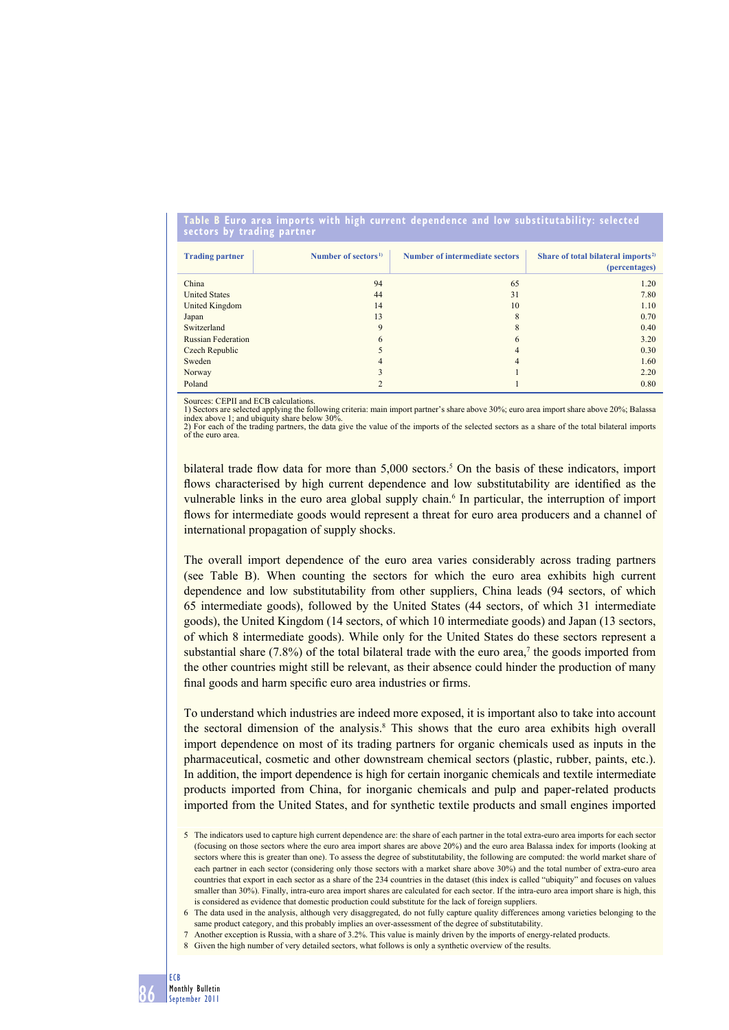**Table B Euro area imports with high current dependence and low substitutability: selected sectors by trading partner**

| Trading partner | Number of sectors[1)] | Number of intermediate sectors | Share of total bilateral imports[2)] (percentages) |
|---|---|---|---|
| China | 94 | 65 | 1.20 |
| United States | 44 | 31 | 7.80 |
| United Kingdom | 14 | 10 | 1.10 |
| Japan | 13 | 8 | 0.70 |
| Switzerland | 9 | 8 | 0.40 |
| Russian Federation | 6 | 6 | 3.20 |
| Czech Republic | 5 | 4 | 0.30 |
| Sweden | 4 | 4 | 1.60 |
| Norway | 3 | 1 | 2.20 |
| Poland | 2 | 1 | 0.80 |

Sources: CEPII and ECB calculations.
1) Sectors are selected applying the following criteria: main import partner's share above 30%; euro area import share above 20%; Balassa index above 1; and ubiquity share below 30%.
2) For each of the trading partners, the data give the value of the imports of the selected sectors as a share of the total bilateral imports of the euro area.

bilateral trade flow data for more than 5,000 sectors.[5] On the basis of these indicators, import flows characterised by high current dependence and low substitutability are identified as the vulnerable links in the euro area global supply chain.[6] In particular, the interruption of import flows for intermediate goods would represent a threat for euro area producers and a channel of international propagation of supply shocks.

The overall import dependence of the euro area varies considerably across trading partners (see Table B). When counting the sectors for which the euro area exhibits high current dependence and low substitutability from other suppliers, China leads (94 sectors, of which 65 intermediate goods), followed by the United States (44 sectors, of which 31 intermediate goods), the United Kingdom (14 sectors, of which 10 intermediate goods) and Japan (13 sectors, of which 8 intermediate goods). While only for the United States do these sectors represent a substantial share (7.8%) of the total bilateral trade with the euro area,[7] the goods imported from the other countries might still be relevant, as their absence could hinder the production of many final goods and harm specific euro area industries or firms.

To understand which industries are indeed more exposed, it is important also to take into account the sectoral dimension of the analysis.[8] This shows that the euro area exhibits high overall import dependence on most of its trading partners for organic chemicals used as inputs in the pharmaceutical, cosmetic and other downstream chemical sectors (plastic, rubber, paints, etc.). In addition, the import dependence is high for certain inorganic chemicals and textile intermediate products imported from China, for inorganic chemicals and pulp and paper-related products imported from the United States, and for synthetic textile products and small engines imported

5 The indicators used to capture high current dependence are: the share of each partner in the total extra-euro area imports for each sector (focusing on those sectors where the euro area import shares are above 20%) and the euro area Balassa index for imports (looking at sectors where this is greater than one). To assess the degree of substitutability, the following are computed: the world market share of each partner in each sector (considering only those sectors with a market share above 30%) and the total number of extra-euro area countries that export in each sector as a share of the 234 countries in the dataset (this index is called "ubiquity" and focuses on values smaller than 30%). Finally, intra-euro area import shares are calculated for each sector. If the intra-euro area import share is high, this is considered as evidence that domestic production could substitute for the lack of foreign suppliers.

6 The data used in the analysis, although very disaggregated, do not fully capture quality differences among varieties belonging to the same product category, and this probably implies an over-assessment of the degree of substitutability.

7 Another exception is Russia, with a share of 3.2%. This value is mainly driven by the imports of energy-related products.

8 Given the high number of very detailed sectors, what follows is only a synthetic overview of the results.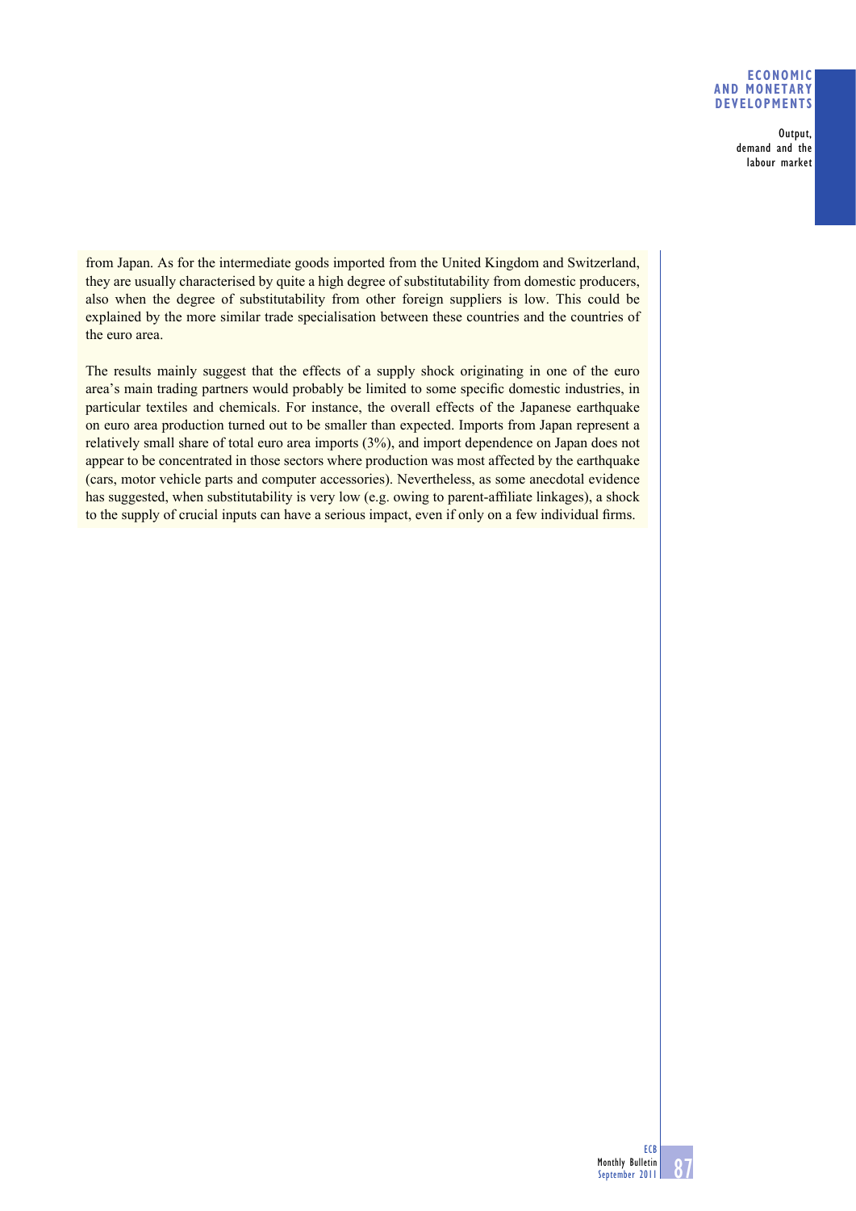from Japan. As for the intermediate goods imported from the United Kingdom and Switzerland, they are usually characterised by quite a high degree of substitutability from domestic producers, also when the degree of substitutability from other foreign suppliers is low. This could be explained by the more similar trade specialisation between these countries and the countries of the euro area.

The results mainly suggest that the effects of a supply shock originating in one of the euro area's main trading partners would probably be limited to some specific domestic industries, in particular textiles and chemicals. For instance, the overall effects of the Japanese earthquake on euro area production turned out to be smaller than expected. Imports from Japan represent a relatively small share of total euro area imports (3%), and import dependence on Japan does not appear to be concentrated in those sectors where production was most affected by the earthquake (cars, motor vehicle parts and computer accessories). Nevertheless, as some anecdotal evidence has suggested, when substitutability is very low (e.g. owing to parent-affiliate linkages), a shock to the supply of crucial inputs can have a serious impact, even if only on a few individual firms.